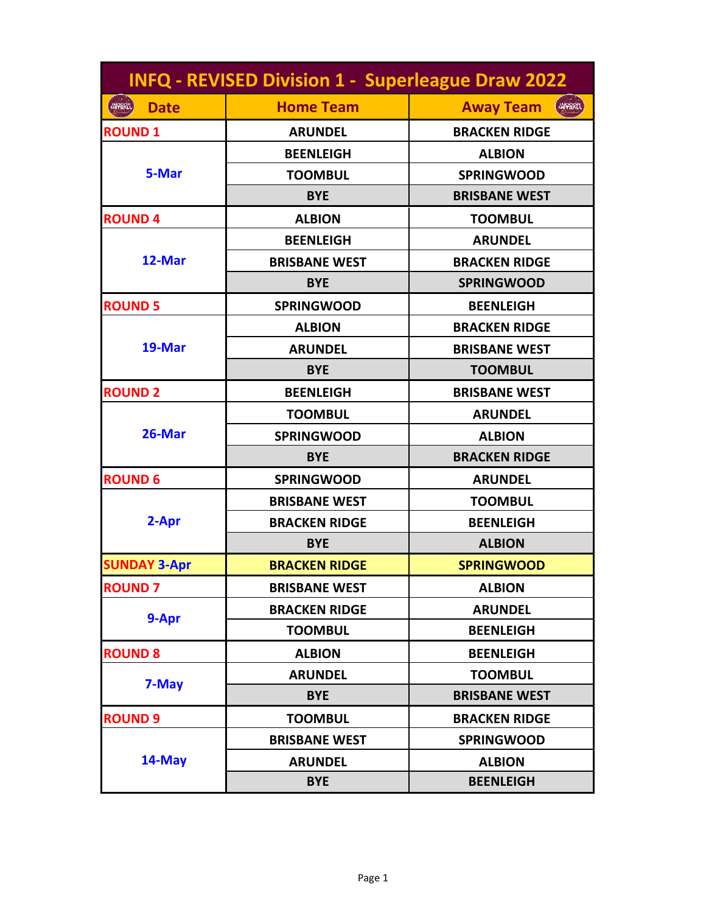# INFQ - REVISED Division 1 - Superleague Draw 2022

| Date | Home Team | Away Team |
|---|---|---|
| ROUND 1 | ARUNDEL | BRACKEN RIDGE |
| 5-Mar | BEENLEIGH | ALBION |
| | TOOMBUL | SPRINGWOOD |
| | BYE | BRISBANE WEST |
| ROUND 4 | ALBION | TOOMBUL |
| 12-Mar | BEENLEIGH | ARUNDEL |
| | BRISBANE WEST | BRACKEN RIDGE |
| | BYE | SPRINGWOOD |
| ROUND 5 | SPRINGWOOD | BEENLEIGH |
| 19-Mar | ALBION | BRACKEN RIDGE |
| | ARUNDEL | BRISBANE WEST |
| | BYE | TOOMBUL |
| ROUND 2 | BEENLEIGH | BRISBANE WEST |
| 26-Mar | TOOMBUL | ARUNDEL |
| | SPRINGWOOD | ALBION |
| | BYE | BRACKEN RIDGE |
| ROUND 6 | SPRINGWOOD | ARUNDEL |
| 2-Apr | BRISBANE WEST | TOOMBUL |
| | BRACKEN RIDGE | BEENLEIGH |
| | BYE | ALBION |
| SUNDAY 3-Apr | BRACKEN RIDGE | SPRINGWOOD |
| ROUND 7 | BRISBANE WEST | ALBION |
| 9-Apr | BRACKEN RIDGE | ARUNDEL |
| | TOOMBUL | BEENLEIGH |
| ROUND 8 | ALBION | BEENLEIGH |
| 7-May | ARUNDEL | TOOMBUL |
| | BYE | BRISBANE WEST |
| ROUND 9 | TOOMBUL | BRACKEN RIDGE |
| 14-May | BRISBANE WEST | SPRINGWOOD |
| | ARUNDEL | ALBION |
| | BYE | BEENLEIGH |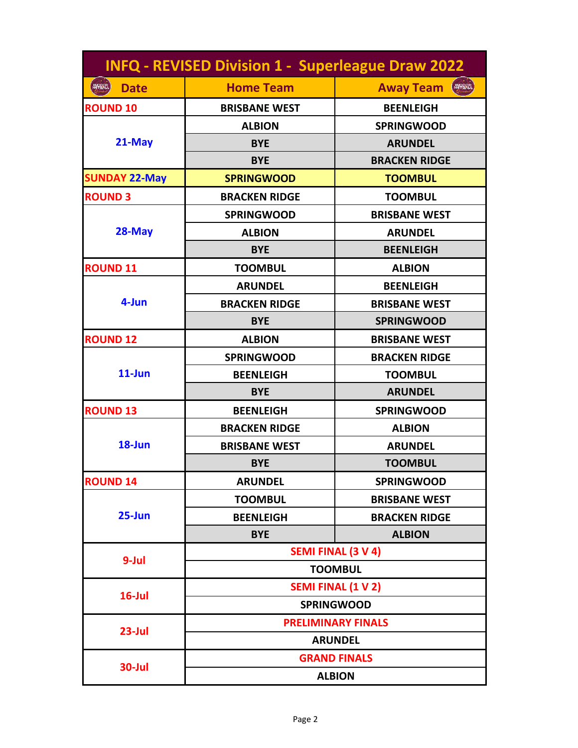# INFQ - REVISED Division 1 - Superleague Draw 2022

| Date | Home Team | Away Team |
|---|---|---|
| ROUND 10 | BRISBANE WEST | BEENLEIGH |
| 21-May | ALBION | SPRINGWOOD |
| | BYE | ARUNDEL |
| | BYE | BRACKEN RIDGE |
| SUNDAY 22-May | SPRINGWOOD | TOOMBUL |
| ROUND 3 | BRACKEN RIDGE | TOOMBUL |
| 28-May | SPRINGWOOD | BRISBANE WEST |
| | ALBION | ARUNDEL |
| | BYE | BEENLEIGH |
| ROUND 11 | TOOMBUL | ALBION |
| 4-Jun | ARUNDEL | BEENLEIGH |
| | BRACKEN RIDGE | BRISBANE WEST |
| | BYE | SPRINGWOOD |
| ROUND 12 | ALBION | BRISBANE WEST |
| 11-Jun | SPRINGWOOD | BRACKEN RIDGE |
| | BEENLEIGH | TOOMBUL |
| | BYE | ARUNDEL |
| ROUND 13 | BEENLEIGH | SPRINGWOOD |
| 18-Jun | BRACKEN RIDGE | ALBION |
| | BRISBANE WEST | ARUNDEL |
| | BYE | TOOMBUL |
| ROUND 14 | ARUNDEL | SPRINGWOOD |
| 25-Jun | TOOMBUL | BRISBANE WEST |
| | BEENLEIGH | BRACKEN RIDGE |
| | BYE | ALBION |
| 9-Jul | SEMI FINAL (3 V 4) | |
| | TOOMBUL | |
| 16-Jul | SEMI FINAL (1 V 2) | |
| | SPRINGWOOD | |
| 23-Jul | PRELIMINARY FINALS | |
| | ARUNDEL | |
| 30-Jul | GRAND FINALS | |
| | ALBION | |